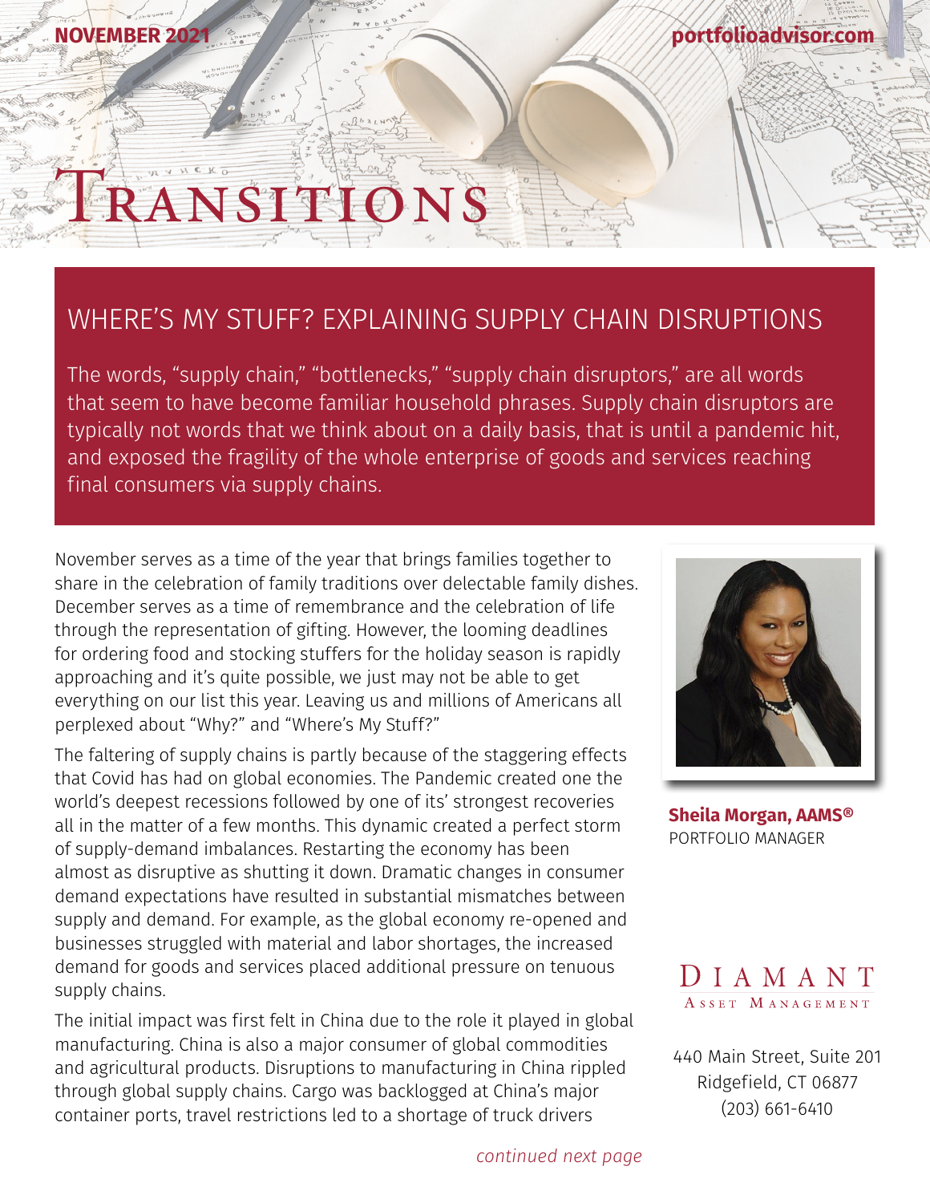NOVEMBER 2021

portfolioadvisor.com

# TRANSITIONS

## WHERE'S MY STUFF? EXPLAINING SUPPLY CHAIN DISRUPTIONS

The words, "supply chain," "bottlenecks," "supply chain disruptors," are all words that seem to have become familiar household phrases. Supply chain disruptors are typically not words that we think about on a daily basis, that is until a pandemic hit, and exposed the fragility of the whole enterprise of goods and services reaching final consumers via supply chains.

November serves as a time of the year that brings families together to share in the celebration of family traditions over delectable family dishes. December serves as a time of remembrance and the celebration of life through the representation of gifting. However, the looming deadlines for ordering food and stocking stuffers for the holiday season is rapidly approaching and it's quite possible, we just may not be able to get everything on our list this year. Leaving us and millions of Americans all perplexed about "Why?" and "Where's My Stuff?"

The faltering of supply chains is partly because of the staggering effects that Covid has had on global economies. The Pandemic created one the world's deepest recessions followed by one of its' strongest recoveries all in the matter of a few months. This dynamic created a perfect storm of supply-demand imbalances. Restarting the economy has been almost as disruptive as shutting it down. Dramatic changes in consumer demand expectations have resulted in substantial mismatches between supply and demand. For example, as the global economy re-opened and businesses struggled with material and labor shortages, the increased demand for goods and services placed additional pressure on tenuous supply chains.

The initial impact was first felt in China due to the role it played in global manufacturing. China is also a major consumer of global commodities and agricultural products. Disruptions to manufacturing in China rippled through global supply chains. Cargo was backlogged at China's major container ports, travel restrictions led to a shortage of truck drivers

*continued next page*

**Sheila Morgan, AAMS®**
PORTFOLIO MANAGER

DIAMANT
ASSET MANAGEMENT

440 Main Street, Suite 201
Ridgefield, CT 06877
(203) 661-6410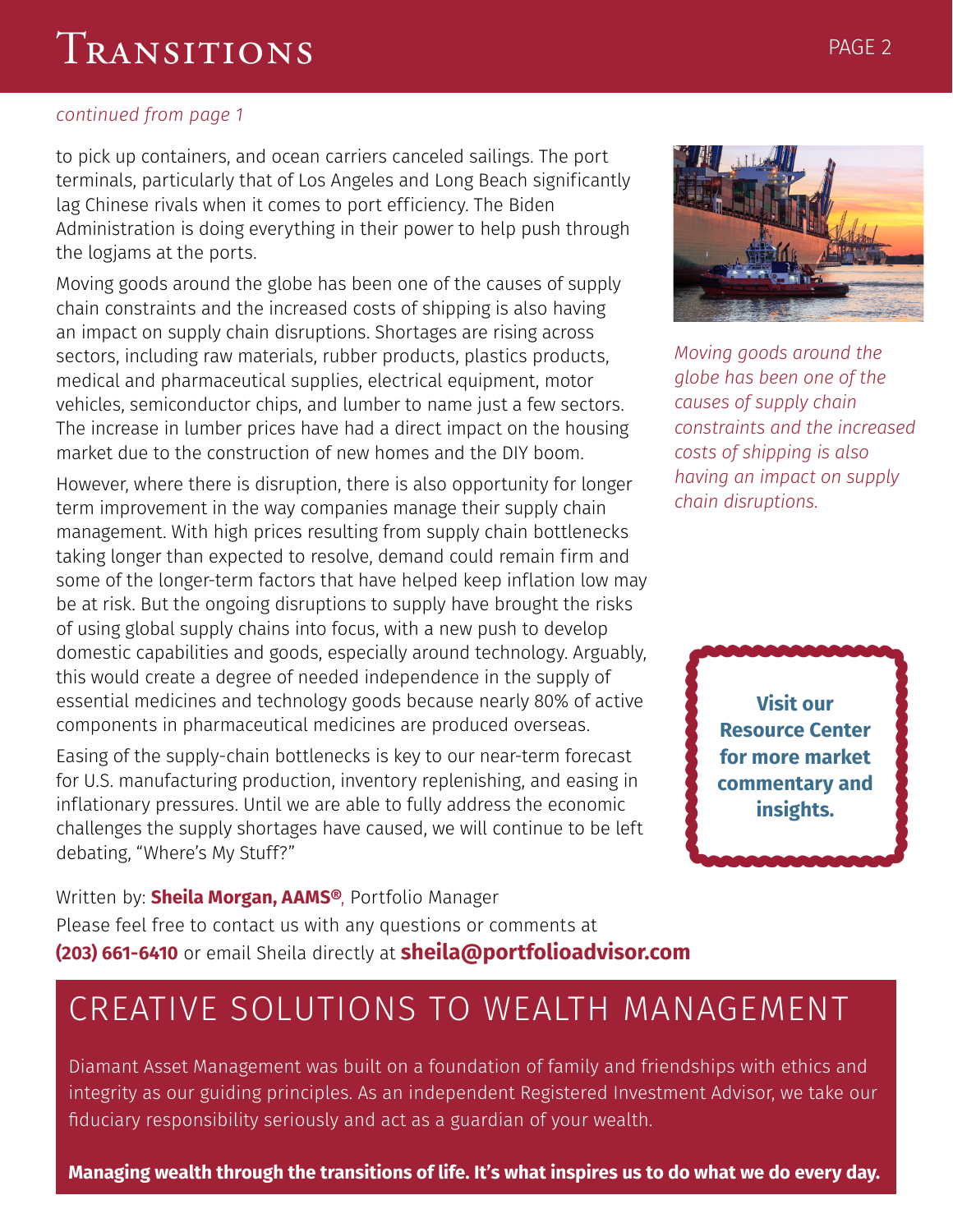*continued from page 1*

to pick up containers, and ocean carriers canceled sailings. The port terminals, particularly that of Los Angeles and Long Beach significantly lag Chinese rivals when it comes to port efficiency. The Biden Administration is doing everything in their power to help push through the logjams at the ports.

Moving goods around the globe has been one of the causes of supply chain constraints and the increased costs of shipping is also having an impact on supply chain disruptions. Shortages are rising across sectors, including raw materials, rubber products, plastics products, medical and pharmaceutical supplies, electrical equipment, motor vehicles, semiconductor chips, and lumber to name just a few sectors. The increase in lumber prices have had a direct impact on the housing market due to the construction of new homes and the DIY boom.

However, where there is disruption, there is also opportunity for longer term improvement in the way companies manage their supply chain management. With high prices resulting from supply chain bottlenecks taking longer than expected to resolve, demand could remain firm and some of the longer-term factors that have helped keep inflation low may be at risk. But the ongoing disruptions to supply have brought the risks of using global supply chains into focus, with a new push to develop domestic capabilities and goods, especially around technology. Arguably, this would create a degree of needed independence in the supply of essential medicines and technology goods because nearly 80% of active components in pharmaceutical medicines are produced overseas.

Easing of the supply-chain bottlenecks is key to our near-term forecast for U.S. manufacturing production, inventory replenishing, and easing in inflationary pressures. Until we are able to fully address the economic challenges the supply shortages have caused, we will continue to be left debating, "Where's My Stuff?"

*Moving goods around the globe has been one of the causes of supply chain constraints and the increased costs of shipping is also having an impact on supply chain disruptions.*

**Visit our Resource Center for more market commentary and insights.**

Written by: **Sheila Morgan, AAMS®**, Portfolio Manager
Please feel free to contact us with any questions or comments at **(203) 661-6410** or email Sheila directly at **sheila@portfolioadvisor.com**

## CREATIVE SOLUTIONS TO WEALTH MANAGEMENT

Diamant Asset Management was built on a foundation of family and friendships with ethics and integrity as our guiding principles. As an independent Registered Investment Advisor, we take our fiduciary responsibility seriously and act as a guardian of your wealth.

**Managing wealth through the transitions of life. It's what inspires us to do what we do every day.**